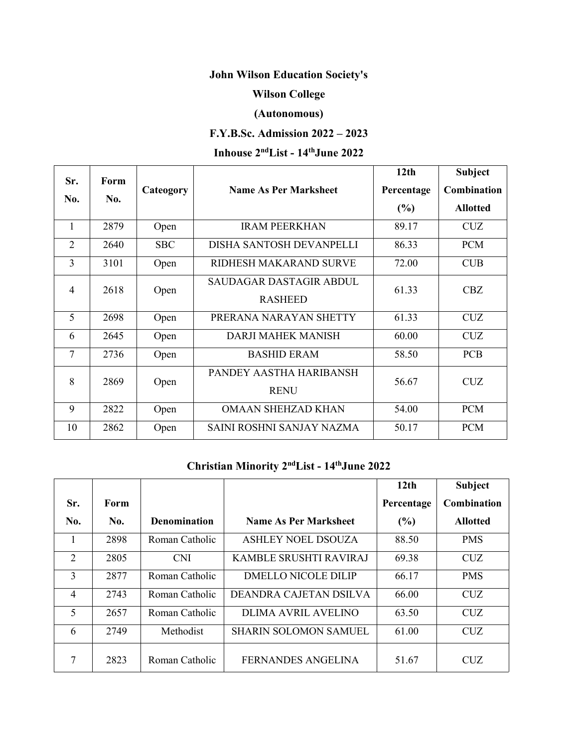**John Wilson Education Society's**

**Wilson College**

**(Autonomous)**

**F.Y.B.Sc. Admission 2022 – 2023**

**Inhouse 2nd List - 14th June 2022**

| Sr. No. | Form No. | Cateogory | Name As Per Marksheet | 12th Percentage (%) | Subject Combination Allotted |
|---|---|---|---|---|---|
| 1 | 2879 | Open | IRAM PEERKHAN | 89.17 | CUZ |
| 2 | 2640 | SBC | DISHA SANTOSH DEVANPELLI | 86.33 | PCM |
| 3 | 3101 | Open | RIDHESH MAKARAND SURVE | 72.00 | CUB |
| 4 | 2618 | Open | SAUDAGAR DASTAGIR ABDUL RASHEED | 61.33 | CBZ |
| 5 | 2698 | Open | PRERANA NARAYAN SHETTY | 61.33 | CUZ |
| 6 | 2645 | Open | DARJI MAHEK MANISH | 60.00 | CUZ |
| 7 | 2736 | Open | BASHID ERAM | 58.50 | PCB |
| 8 | 2869 | Open | PANDEY AASTHA HARIBANSH RENU | 56.67 | CUZ |
| 9 | 2822 | Open | OMAAN SHEHZAD KHAN | 54.00 | PCM |
| 10 | 2862 | Open | SAINI ROSHNI SANJAY NAZMA | 50.17 | PCM |

**Christian Minority 2nd List - 14th June 2022**

| Sr. No. | Form No. | Denomination | Name As Per Marksheet | 12th Percentage (%) | Subject Combination Allotted |
|---|---|---|---|---|---|
| 1 | 2898 | Roman Catholic | ASHLEY NOEL DSOUZA | 88.50 | PMS |
| 2 | 2805 | CNI | KAMBLE SRUSHTI RAVIRAJ | 69.38 | CUZ |
| 3 | 2877 | Roman Catholic | DMELLO NICOLE DILIP | 66.17 | PMS |
| 4 | 2743 | Roman Catholic | DEANDRA CAJETAN DSILVA | 66.00 | CUZ |
| 5 | 2657 | Roman Catholic | DLIMA AVRIL AVELINO | 63.50 | CUZ |
| 6 | 2749 | Methodist | SHARIN SOLOMON SAMUEL | 61.00 | CUZ |
| 7 | 2823 | Roman Catholic | FERNANDES ANGELINA | 51.67 | CUZ |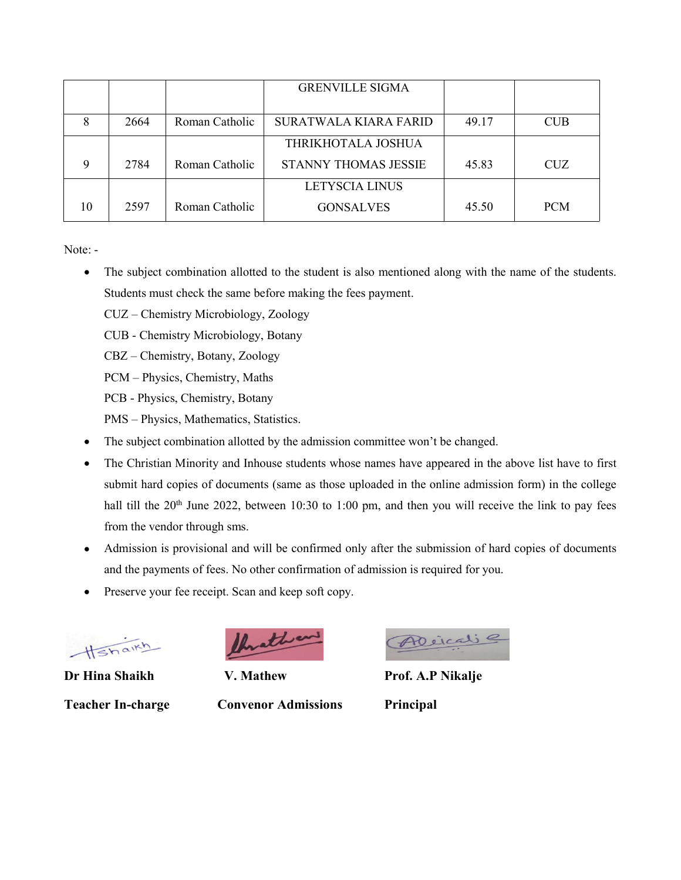| | | | | | |
|---|---|---|---|---|---|
| | | | GRENVILLE SIGMA | | |
| 8 | 2664 | Roman Catholic | SURATWALA KIARA FARID | 49.17 | CUB |
| 9 | 2784 | Roman Catholic | THRIKHOTALA JOSHUA STANNY THOMAS JESSIE | 45.83 | CUZ |
| 10 | 2597 | Roman Catholic | LETYSCIA LINUS GONSALVES | 45.50 | PCM |

Note: -

- The subject combination allotted to the student is also mentioned along with the name of the students. Students must check the same before making the fees payment.
  CUZ – Chemistry Microbiology, Zoology
  CUB - Chemistry Microbiology, Botany
  CBZ – Chemistry, Botany, Zoology
  PCM – Physics, Chemistry, Maths
  PCB - Physics, Chemistry, Botany
  PMS – Physics, Mathematics, Statistics.
- The subject combination allotted by the admission committee won't be changed.
- The Christian Minority and Inhouse students whose names have appeared in the above list have to first submit hard copies of documents (same as those uploaded in the online admission form) in the college hall till the 20th June 2022, between 10:30 to 1:00 pm, and then you will receive the link to pay fees from the vendor through sms.
- Admission is provisional and will be confirmed only after the submission of hard copies of documents and the payments of fees. No other confirmation of admission is required for you.
- Preserve your fee receipt. Scan and keep soft copy.

**Dr Hina Shaikh**
**Teacher In-charge**

**V. Mathew**
**Convenor Admissions**

**Prof. A.P Nikalje**
**Principal**